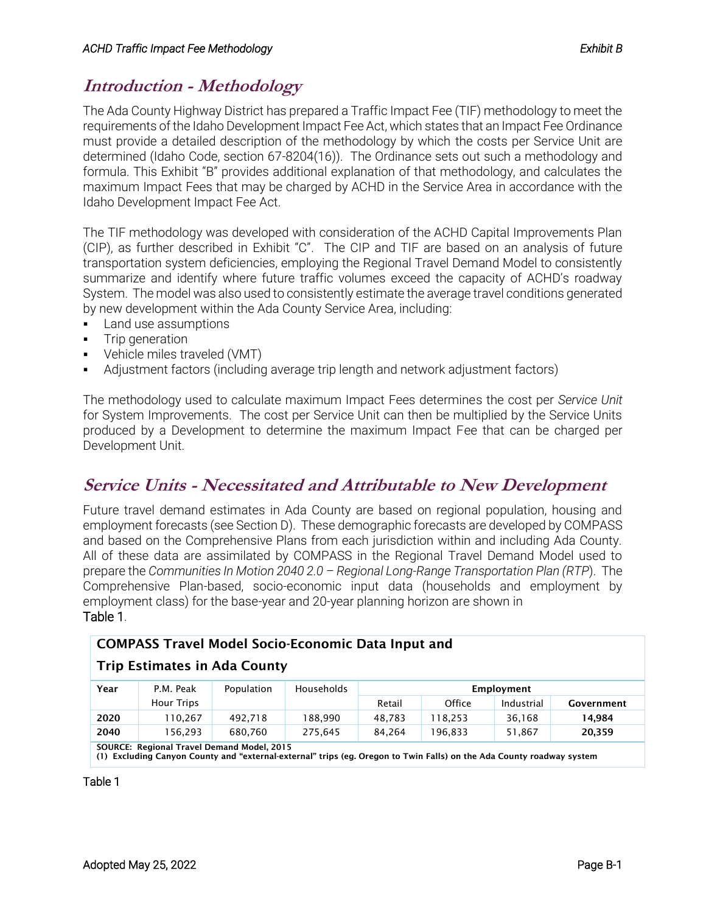## Introduction - Methodology

The Ada County Highway District has prepared a Traffic Impact Fee (TIF) methodology to meet the requirements of the Idaho Development Impact Fee Act, which states that an Impact Fee Ordinance must provide a detailed description of the methodology by which the costs per Service Unit are determined (Idaho Code, section 67-8204(16)). The Ordinance sets out such a methodology and formula. This Exhibit "B" provides additional explanation of that methodology, and calculates the maximum Impact Fees that may be charged by ACHD in the Service Area in accordance with the Idaho Development Impact Fee Act.

The TIF methodology was developed with consideration of the ACHD Capital Improvements Plan (CIP), as further described in Exhibit "C". The CIP and TIF are based on an analysis of future transportation system deficiencies, employing the Regional Travel Demand Model to consistently summarize and identify where future traffic volumes exceed the capacity of ACHD's roadway System. The model was also used to consistently estimate the average travel conditions generated by new development within the Ada County Service Area, including:

- Land use assumptions
- Trip generation
- Vehicle miles traveled (VMT)
- Adjustment factors (including average trip length and network adjustment factors)

The methodology used to calculate maximum Impact Fees determines the cost per *Service Unit* for System Improvements. The cost per Service Unit can then be multiplied by the Service Units produced by a Development to determine the maximum Impact Fee that can be charged per Development Unit.

## Service Units - Necessitated and Attributable to New Development

Future travel demand estimates in Ada County are based on regional population, housing and employment forecasts (see Section D). These demographic forecasts are developed by COMPASS and based on the Comprehensive Plans from each jurisdiction within and including Ada County. All of these data are assimilated by COMPASS in the Regional Travel Demand Model used to prepare the *Communities In Motion 2040 2.0 – Regional Long-Range Transportation Plan (RTP*). The Comprehensive Plan-based, socio-economic input data (households and employment by employment class) for the base-year and 20-year planning horizon are shown in Table 1.

**COMPASS Travel Model Socio-Economic Data Input and Trip Estimates in Ada County**

| Year | P.M. Peak Hour Trips | Population | Households | Employment | | | |
|---|---|---|---|---|---|---|---|
| | | | | Retail | Office | Industrial | Government |
| **2020** | 110,267 | 492,718 | 188,990 | 48,783 | 118,253 | 36,168 | **14,984** |
| **2040** | 156,293 | 680,760 | 275,645 | 84,264 | 196,833 | 51,867 | **20,359** |

**SOURCE: Regional Travel Demand Model, 2015**
**(1) Excluding Canyon County and "external-external" trips (eg. Oregon to Twin Falls) on the Ada County roadway system**

Table 1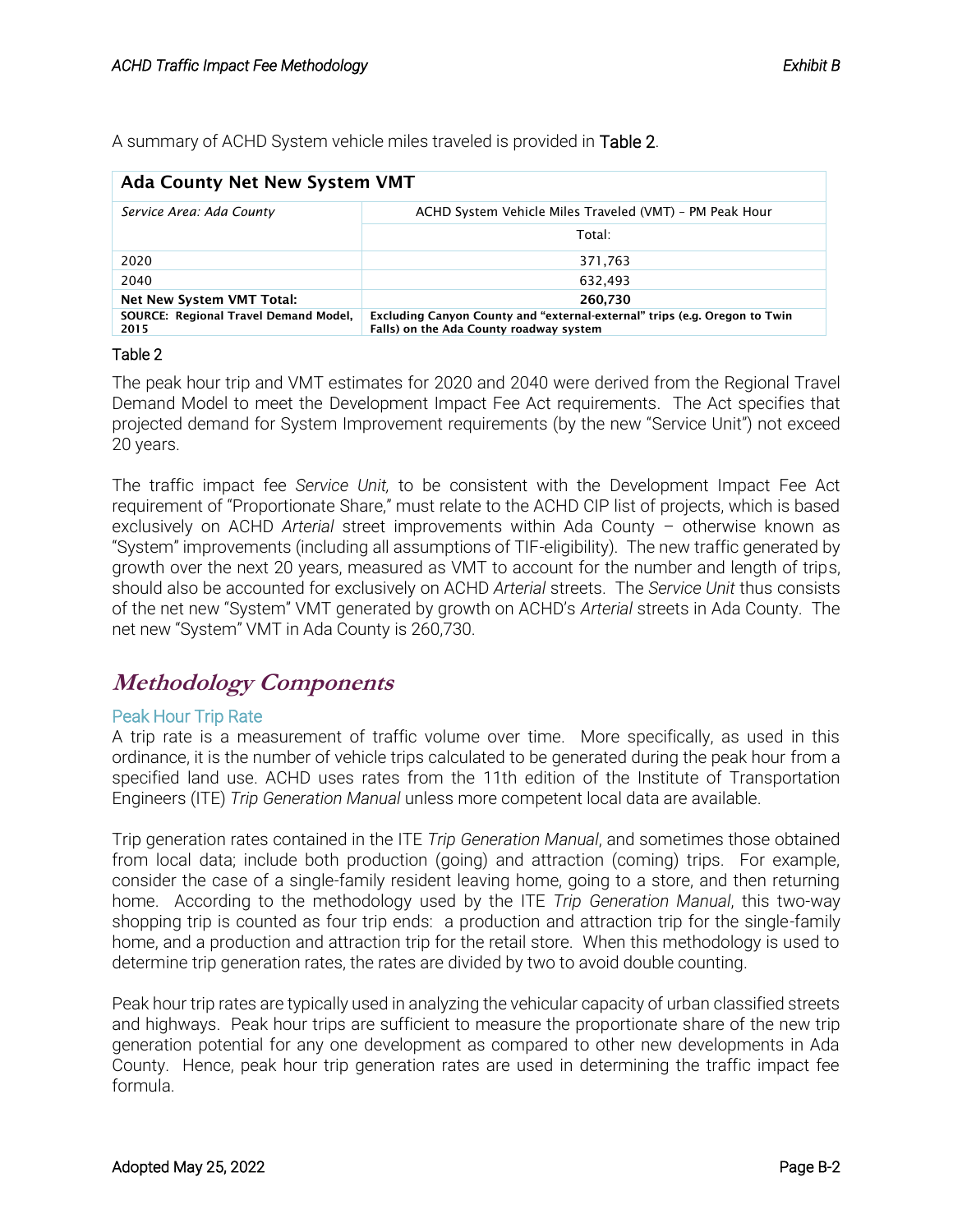A summary of ACHD System vehicle miles traveled is provided in Table 2.

| Ada County Net New System VMT | |
|---|---|
| *Service Area: Ada County* | ACHD System Vehicle Miles Traveled (VMT) – PM Peak Hour |
| | Total: |
| 2020 | 371,763 |
| 2040 | 632,493 |
| **Net New System VMT Total:** | **260,730** |
| **SOURCE: Regional Travel Demand Model, 2015** | **Excluding Canyon County and "external-external" trips (e.g. Oregon to Twin Falls) on the Ada County roadway system** |

Table 2

The peak hour trip and VMT estimates for 2020 and 2040 were derived from the Regional Travel Demand Model to meet the Development Impact Fee Act requirements. The Act specifies that projected demand for System Improvement requirements (by the new "Service Unit") not exceed 20 years.

The traffic impact fee *Service Unit,* to be consistent with the Development Impact Fee Act requirement of "Proportionate Share," must relate to the ACHD CIP list of projects, which is based exclusively on ACHD *Arterial* street improvements within Ada County – otherwise known as "System" improvements (including all assumptions of TIF-eligibility). The new traffic generated by growth over the next 20 years, measured as VMT to account for the number and length of trips, should also be accounted for exclusively on ACHD *Arterial* streets. The *Service Unit* thus consists of the net new "System" VMT generated by growth on ACHD's *Arterial* streets in Ada County. The net new "System" VMT in Ada County is 260,730.

## Methodology Components

### Peak Hour Trip Rate

A trip rate is a measurement of traffic volume over time. More specifically, as used in this ordinance, it is the number of vehicle trips calculated to be generated during the peak hour from a specified land use. ACHD uses rates from the 11th edition of the Institute of Transportation Engineers (ITE) *Trip Generation Manual* unless more competent local data are available.

Trip generation rates contained in the ITE *Trip Generation Manual*, and sometimes those obtained from local data; include both production (going) and attraction (coming) trips. For example, consider the case of a single-family resident leaving home, going to a store, and then returning home. According to the methodology used by the ITE *Trip Generation Manual*, this two-way shopping trip is counted as four trip ends: a production and attraction trip for the single-family home, and a production and attraction trip for the retail store. When this methodology is used to determine trip generation rates, the rates are divided by two to avoid double counting.

Peak hour trip rates are typically used in analyzing the vehicular capacity of urban classified streets and highways. Peak hour trips are sufficient to measure the proportionate share of the new trip generation potential for any one development as compared to other new developments in Ada County. Hence, peak hour trip generation rates are used in determining the traffic impact fee formula.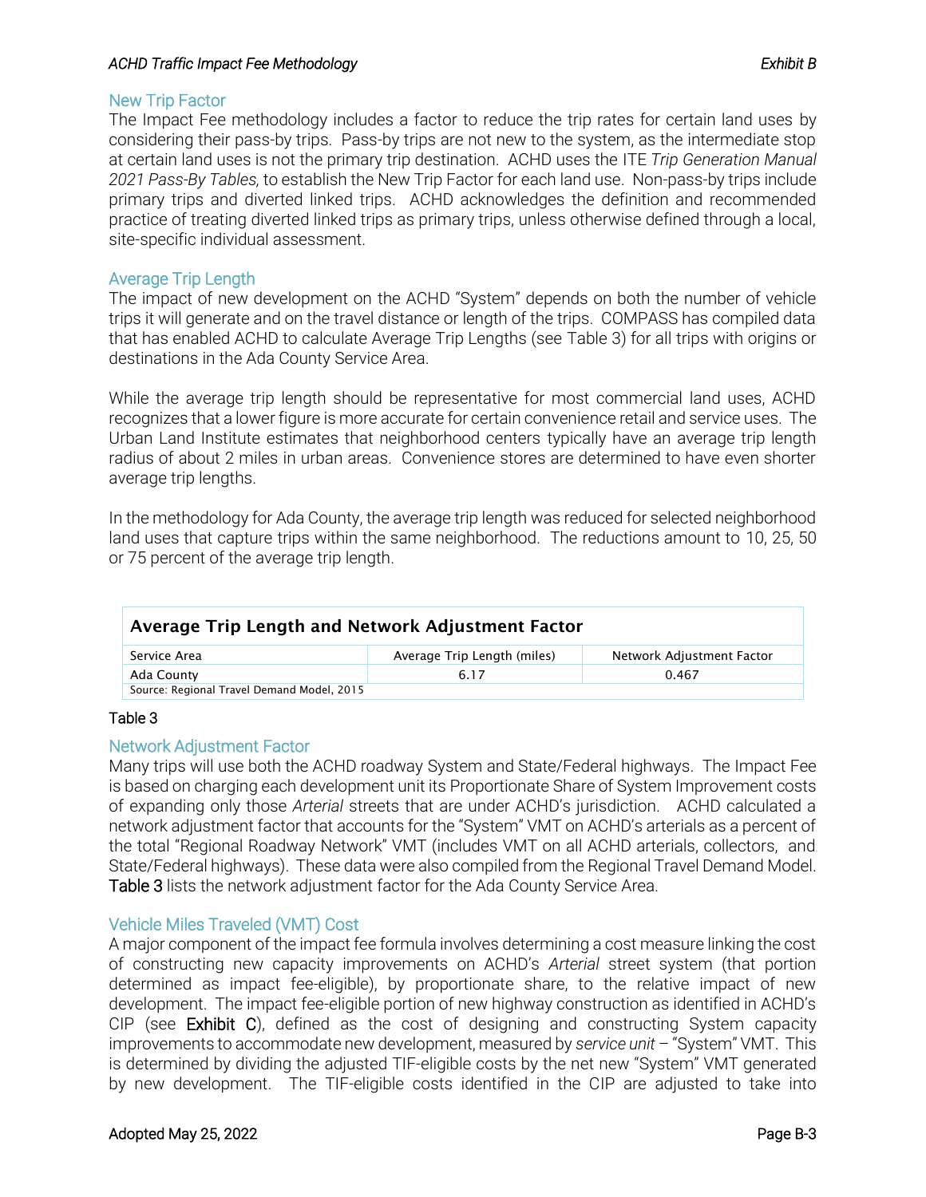## New Trip Factor

The Impact Fee methodology includes a factor to reduce the trip rates for certain land uses by considering their pass-by trips. Pass-by trips are not new to the system, as the intermediate stop at certain land uses is not the primary trip destination. ACHD uses the ITE *Trip Generation Manual 2021 Pass-By Tables,* to establish the New Trip Factor for each land use. Non-pass-by trips include primary trips and diverted linked trips. ACHD acknowledges the definition and recommended practice of treating diverted linked trips as primary trips, unless otherwise defined through a local, site-specific individual assessment.

## Average Trip Length

The impact of new development on the ACHD "System" depends on both the number of vehicle trips it will generate and on the travel distance or length of the trips. COMPASS has compiled data that has enabled ACHD to calculate Average Trip Lengths (see Table 3) for all trips with origins or destinations in the Ada County Service Area.

While the average trip length should be representative for most commercial land uses, ACHD recognizes that a lower figure is more accurate for certain convenience retail and service uses. The Urban Land Institute estimates that neighborhood centers typically have an average trip length radius of about 2 miles in urban areas. Convenience stores are determined to have even shorter average trip lengths.

In the methodology for Ada County, the average trip length was reduced for selected neighborhood land uses that capture trips within the same neighborhood. The reductions amount to 10, 25, 50 or 75 percent of the average trip length.

**Average Trip Length and Network Adjustment Factor**

| Service Area | Average Trip Length (miles) | Network Adjustment Factor |
|---|---|---|
| Ada County | 6.17 | 0.467 |
| Source: Regional Travel Demand Model, 2015 | | |

Table 3

## Network Adjustment Factor

Many trips will use both the ACHD roadway System and State/Federal highways. The Impact Fee is based on charging each development unit its Proportionate Share of System Improvement costs of expanding only those *Arterial* streets that are under ACHD's jurisdiction. ACHD calculated a network adjustment factor that accounts for the "System" VMT on ACHD's arterials as a percent of the total "Regional Roadway Network" VMT (includes VMT on all ACHD arterials, collectors, and State/Federal highways). These data were also compiled from the Regional Travel Demand Model. Table 3 lists the network adjustment factor for the Ada County Service Area.

## Vehicle Miles Traveled (VMT) Cost

A major component of the impact fee formula involves determining a cost measure linking the cost of constructing new capacity improvements on ACHD's *Arterial* street system (that portion determined as impact fee-eligible), by proportionate share, to the relative impact of new development. The impact fee-eligible portion of new highway construction as identified in ACHD's CIP (see Exhibit C), defined as the cost of designing and constructing System capacity improvements to accommodate new development, measured by *service unit* – "System" VMT. This is determined by dividing the adjusted TIF-eligible costs by the net new "System" VMT generated by new development. The TIF-eligible costs identified in the CIP are adjusted to take into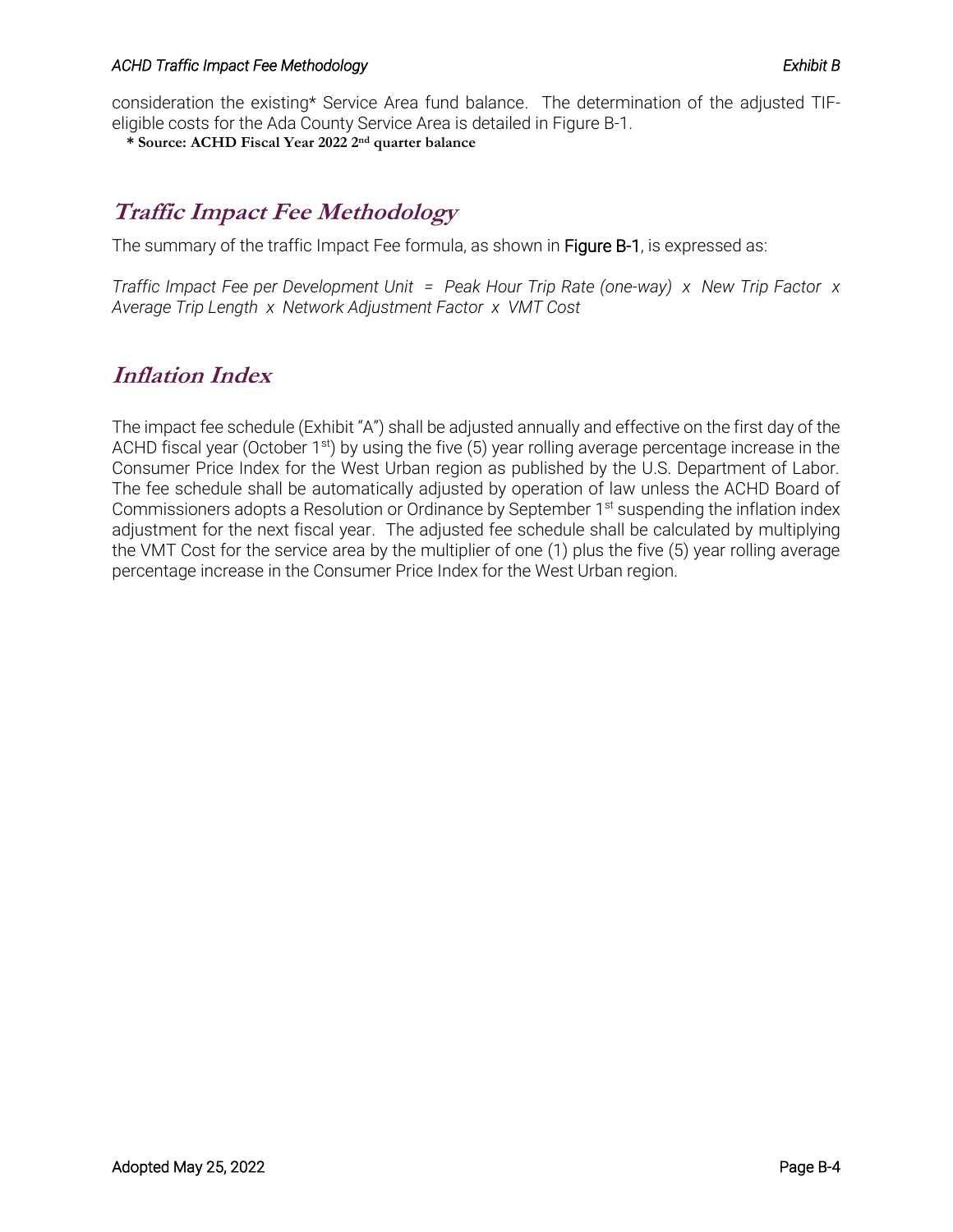consideration the existing* Service Area fund balance. The determination of the adjusted TIF-eligible costs for the Ada County Service Area is detailed in Figure B-1.

**\* Source: ACHD Fiscal Year 2022 2nd quarter balance**

## Traffic Impact Fee Methodology

The summary of the traffic Impact Fee formula, as shown in Figure B-1, is expressed as:

*Traffic Impact Fee per Development Unit = Peak Hour Trip Rate (one-way) x New Trip Factor x Average Trip Length x Network Adjustment Factor x VMT Cost*

## Inflation Index

The impact fee schedule (Exhibit "A") shall be adjusted annually and effective on the first day of the ACHD fiscal year (October 1st) by using the five (5) year rolling average percentage increase in the Consumer Price Index for the West Urban region as published by the U.S. Department of Labor. The fee schedule shall be automatically adjusted by operation of law unless the ACHD Board of Commissioners adopts a Resolution or Ordinance by September 1st suspending the inflation index adjustment for the next fiscal year. The adjusted fee schedule shall be calculated by multiplying the VMT Cost for the service area by the multiplier of one (1) plus the five (5) year rolling average percentage increase in the Consumer Price Index for the West Urban region.